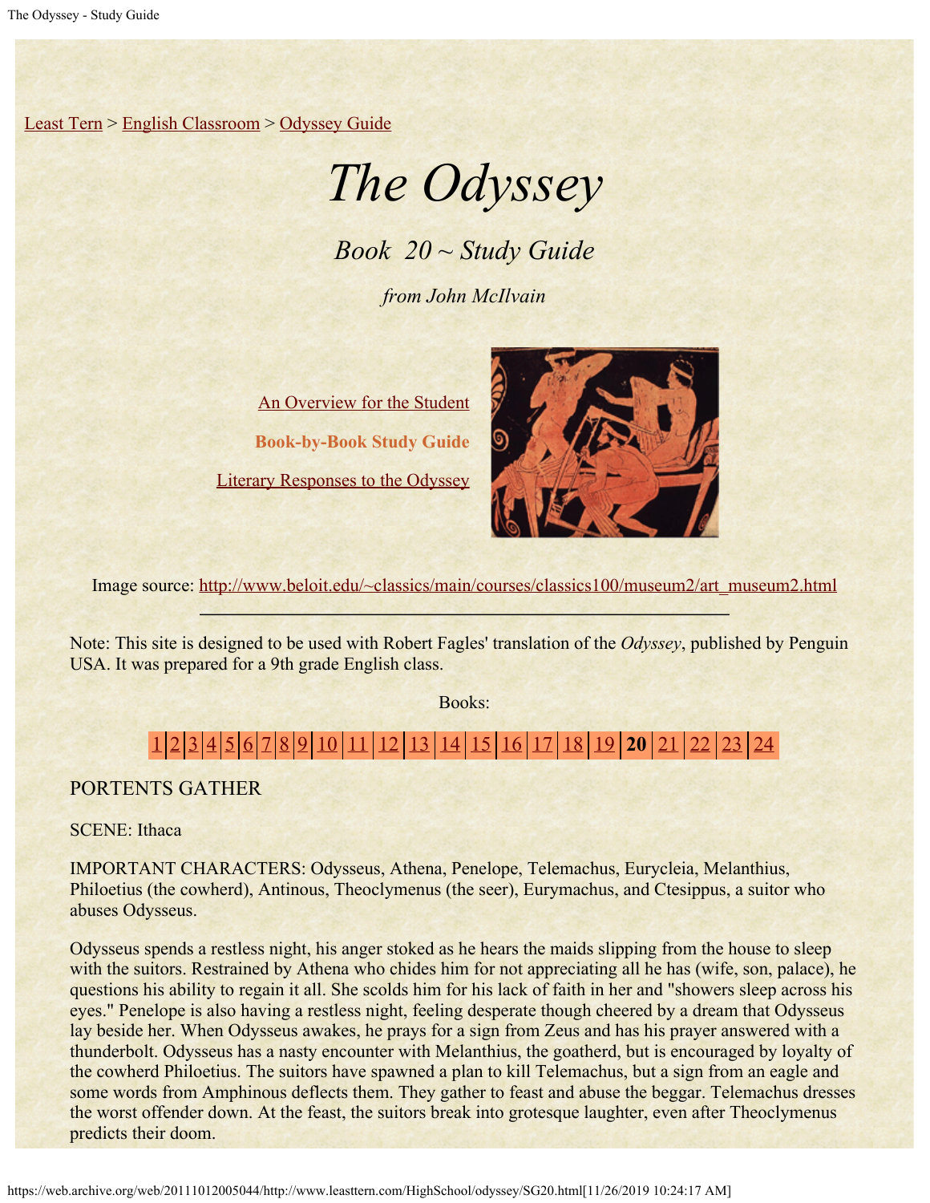Least Tern > English Classroom > Odyssey Guide

# *The Odyssey*

## *Book 20 ~ Study Guide*

*from John McIlvain*

An Overview for the Student

**Book-by-Book Study Guide**

Literary Responses to the Odyssey

Image source: http://www.beloit.edu/~classics/main/courses/classics100/museum2/art_museum2.html

---

Note: This site is designed to be used with Robert Fagles' translation of the *Odyssey*, published by Penguin USA. It was prepared for a 9th grade English class.

Books:

1 | 2 | 3 | 4 | 5 | 6 | 7 | 8 | 9 | 10 | 11 | 12 | 13 | 14 | 15 | 16 | 17 | 18 | 19 | **20** | 21 | 22 | 23 | 24

PORTENTS GATHER

SCENE: Ithaca

IMPORTANT CHARACTERS: Odysseus, Athena, Penelope, Telemachus, Eurycleia, Melanthius, Philoetius (the cowherd), Antinous, Theoclymenus (the seer), Eurymachus, and Ctesippus, a suitor who abuses Odysseus.

Odysseus spends a restless night, his anger stoked as he hears the maids slipping from the house to sleep with the suitors. Restrained by Athena who chides him for not appreciating all he has (wife, son, palace), he questions his ability to regain it all. She scolds him for his lack of faith in her and "showers sleep across his eyes." Penelope is also having a restless night, feeling desperate though cheered by a dream that Odysseus lay beside her. When Odysseus awakes, he prays for a sign from Zeus and has his prayer answered with a thunderbolt. Odysseus has a nasty encounter with Melanthius, the goatherd, but is encouraged by loyalty of the cowherd Philoetius. The suitors have spawned a plan to kill Telemachus, but a sign from an eagle and some words from Amphinous deflects them. They gather to feast and abuse the beggar. Telemachus dresses the worst offender down. At the feast, the suitors break into grotesque laughter, even after Theoclymenus predicts their doom.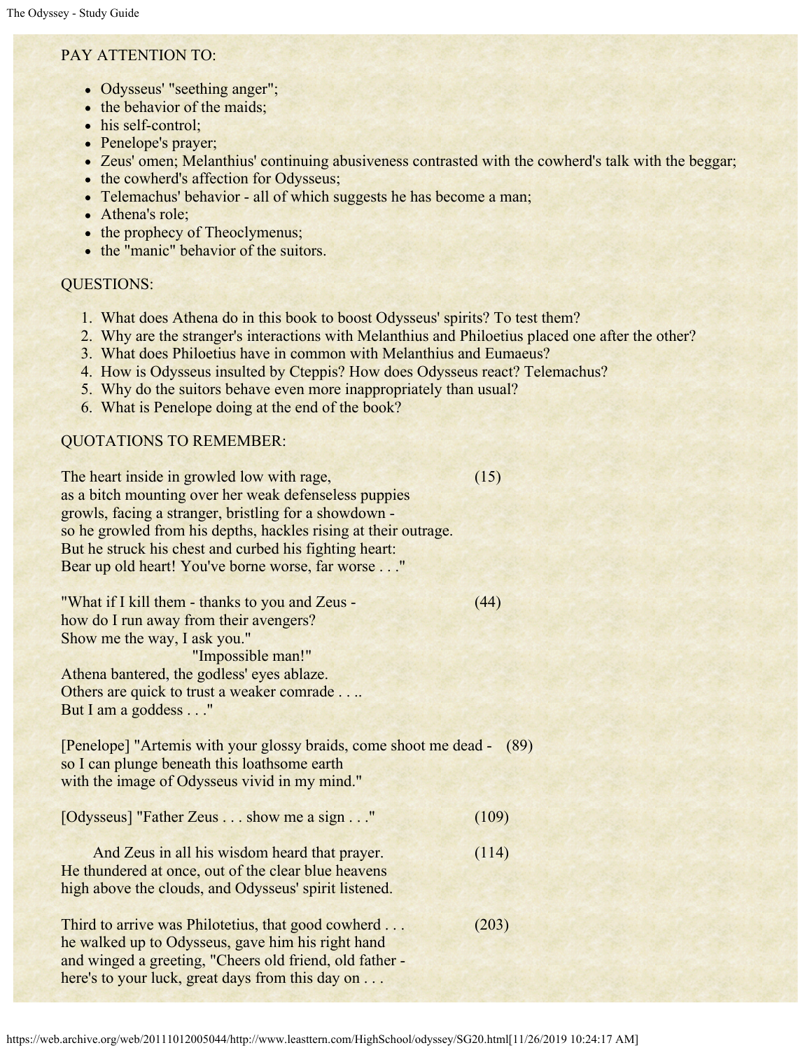PAY ATTENTION TO:

- Odysseus' "seething anger";
- the behavior of the maids;
- his self-control;
- Penelope's prayer;
- Zeus' omen; Melanthius' continuing abusiveness contrasted with the cowherd's talk with the beggar;
- the cowherd's affection for Odysseus;
- Telemachus' behavior - all of which suggests he has become a man;
- Athena's role;
- the prophecy of Theoclymenus;
- the "manic" behavior of the suitors.

QUESTIONS:

1. What does Athena do in this book to boost Odysseus' spirits? To test them?
2. Why are the stranger's interactions with Melanthius and Philoetius placed one after the other?
3. What does Philoetius have in common with Melanthius and Eumaeus?
4. How is Odysseus insulted by Cteppis? How does Odysseus react? Telemachus?
5. Why do the suitors behave even more inappropriately than usual?
6. What is Penelope doing at the end of the book?

QUOTATIONS TO REMEMBER:

The heart inside in growled low with rage, (15)
as a bitch mounting over her weak defenseless puppies
growls, facing a stranger, bristling for a showdown -
so he growled from his depths, hackles rising at their outrage.
But he struck his chest and curbed his fighting heart:
Bear up old heart! You've borne worse, far worse . . ."

"What if I kill them - thanks to you and Zeus - (44)
how do I run away from their avengers?
Show me the way, I ask you."
"Impossible man!"
Athena bantered, the godless' eyes ablaze.
Others are quick to trust a weaker comrade . . ..
But I am a goddess . . ."

[Penelope] "Artemis with your glossy braids, come shoot me dead - (89)
so I can plunge beneath this loathsome earth
with the image of Odysseus vivid in my mind."

[Odysseus] "Father Zeus . . . show me a sign . . ." (109)

And Zeus in all his wisdom heard that prayer. (114)
He thundered at once, out of the clear blue heavens
high above the clouds, and Odysseus' spirit listened.

Third to arrive was Philotetius, that good cowherd . . . (203)
he walked up to Odysseus, gave him his right hand
and winged a greeting, "Cheers old friend, old father -
here's to your luck, great days from this day on . . .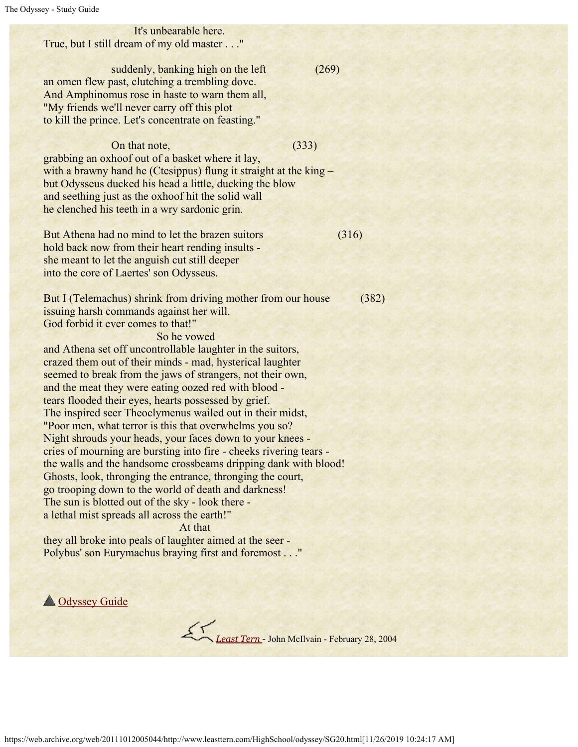It's unbearable here.
True, but I still dream of my old master . . ."

suddenly, banking high on the left (269)
an omen flew past, clutching a trembling dove.
And Amphinomus rose in haste to warn them all,
"My friends we'll never carry off this plot
to kill the prince. Let's concentrate on feasting."

On that note, (333)
grabbing an oxhoof out of a basket where it lay,
with a brawny hand he (Ctesippus) flung it straight at the king –
but Odysseus ducked his head a little, ducking the blow
and seething just as the oxhoof hit the solid wall
he clenched his teeth in a wry sardonic grin.

But Athena had no mind to let the brazen suitors (316)
hold back now from their heart rending insults -
she meant to let the anguish cut still deeper
into the core of Laertes' son Odysseus.

But I (Telemachus) shrink from driving mother from our house (382)
issuing harsh commands against her will.
God forbid it ever comes to that!"
So he vowed
and Athena set off uncontrollable laughter in the suitors,
crazed them out of their minds - mad, hysterical laughter
seemed to break from the jaws of strangers, not their own,
and the meat they were eating oozed red with blood -
tears flooded their eyes, hearts possessed by grief.
The inspired seer Theoclymenus wailed out in their midst,
"Poor men, what terror is this that overwhelms you so?
Night shrouds your heads, your faces down to your knees -
cries of mourning are bursting into fire - cheeks rivering tears -
the walls and the handsome crossbeams dripping dank with blood!
Ghosts, look, thronging the entrance, thronging the court,
go trooping down to the world of death and darkness!
The sun is blotted out of the sky - look there -
a lethal mist spreads all across the earth!"
At that
they all broke into peals of laughter aimed at the seer -
Polybus' son Eurymachus braying first and foremost . . ."

Odyssey Guide

*Least Tern* - John McIlvain - February 28, 2004